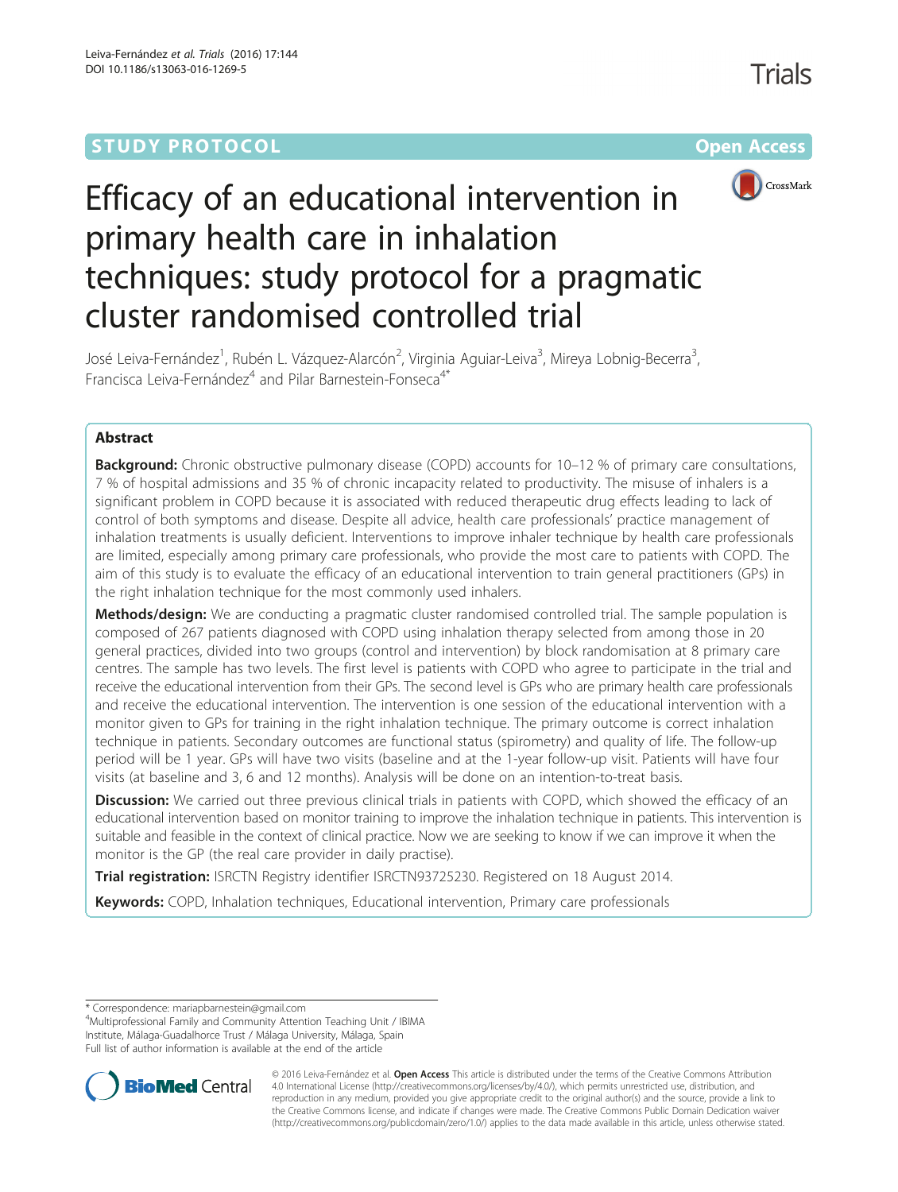STUDY PROTOCOL

Open Access

# Efficacy of an educational intervention in primary health care in inhalation techniques: study protocol for a pragmatic cluster randomised controlled trial

José Leiva-Fernández[1], Rubén L. Vázquez-Alarcón[2], Virginia Aguiar-Leiva[3], Mireya Lobnig-Becerra[3], Francisca Leiva-Fernández[4] and Pilar Barnestein-Fonseca[4*]

## Abstract

**Background:** Chronic obstructive pulmonary disease (COPD) accounts for 10–12 % of primary care consultations, 7 % of hospital admissions and 35 % of chronic incapacity related to productivity. The misuse of inhalers is a significant problem in COPD because it is associated with reduced therapeutic drug effects leading to lack of control of both symptoms and disease. Despite all advice, health care professionals' practice management of inhalation treatments is usually deficient. Interventions to improve inhaler technique by health care professionals are limited, especially among primary care professionals, who provide the most care to patients with COPD. The aim of this study is to evaluate the efficacy of an educational intervention to train general practitioners (GPs) in the right inhalation technique for the most commonly used inhalers.

**Methods/design:** We are conducting a pragmatic cluster randomised controlled trial. The sample population is composed of 267 patients diagnosed with COPD using inhalation therapy selected from among those in 20 general practices, divided into two groups (control and intervention) by block randomisation at 8 primary care centres. The sample has two levels. The first level is patients with COPD who agree to participate in the trial and receive the educational intervention from their GPs. The second level is GPs who are primary health care professionals and receive the educational intervention. The intervention is one session of the educational intervention with a monitor given to GPs for training in the right inhalation technique. The primary outcome is correct inhalation technique in patients. Secondary outcomes are functional status (spirometry) and quality of life. The follow-up period will be 1 year. GPs will have two visits (baseline and at the 1-year follow-up visit. Patients will have four visits (at baseline and 3, 6 and 12 months). Analysis will be done on an intention-to-treat basis.

**Discussion:** We carried out three previous clinical trials in patients with COPD, which showed the efficacy of an educational intervention based on monitor training to improve the inhalation technique in patients. This intervention is suitable and feasible in the context of clinical practice. Now we are seeking to know if we can improve it when the monitor is the GP (the real care provider in daily practise).

**Trial registration:** ISRCTN Registry identifier ISRCTN93725230. Registered on 18 August 2014.

**Keywords:** COPD, Inhalation techniques, Educational intervention, Primary care professionals

* Correspondence: mariapbarnestein@gmail.com
[4]Multiprofessional Family and Community Attention Teaching Unit / IBIMA Institute, Málaga-Guadalhorce Trust / Málaga University, Málaga, Spain
Full list of author information is available at the end of the article

© 2016 Leiva-Fernández et al. **Open Access** This article is distributed under the terms of the Creative Commons Attribution 4.0 International License (http://creativecommons.org/licenses/by/4.0/), which permits unrestricted use, distribution, and reproduction in any medium, provided you give appropriate credit to the original author(s) and the source, provide a link to the Creative Commons license, and indicate if changes were made. The Creative Commons Public Domain Dedication waiver (http://creativecommons.org/publicdomain/zero/1.0/) applies to the data made available in this article, unless otherwise stated.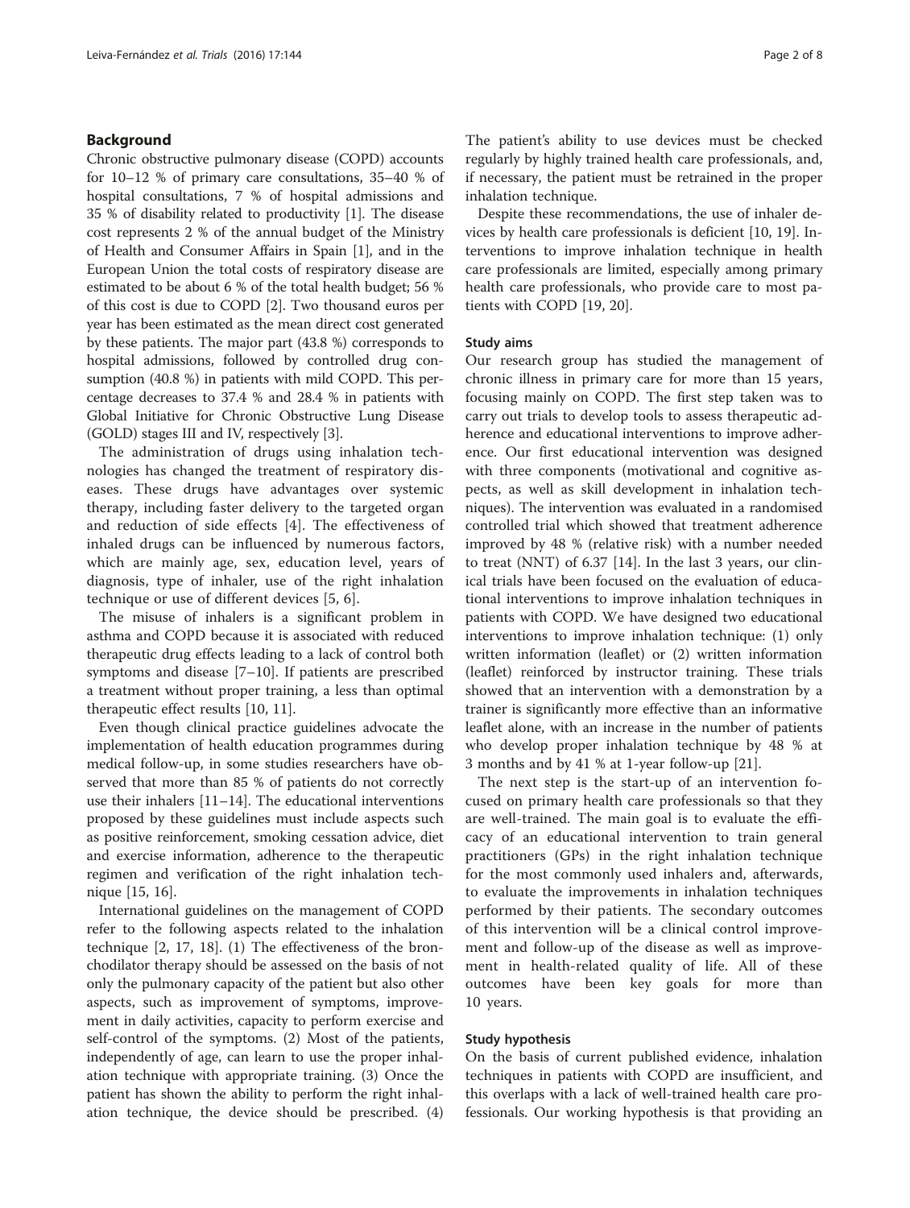## Background

Chronic obstructive pulmonary disease (COPD) accounts for 10–12 % of primary care consultations, 35–40 % of hospital consultations, 7 % of hospital admissions and 35 % of disability related to productivity [1]. The disease cost represents 2 % of the annual budget of the Ministry of Health and Consumer Affairs in Spain [1], and in the European Union the total costs of respiratory disease are estimated to be about 6 % of the total health budget; 56 % of this cost is due to COPD [2]. Two thousand euros per year has been estimated as the mean direct cost generated by these patients. The major part (43.8 %) corresponds to hospital admissions, followed by controlled drug consumption (40.8 %) in patients with mild COPD. This percentage decreases to 37.4 % and 28.4 % in patients with Global Initiative for Chronic Obstructive Lung Disease (GOLD) stages III and IV, respectively [3].

The administration of drugs using inhalation technologies has changed the treatment of respiratory diseases. These drugs have advantages over systemic therapy, including faster delivery to the targeted organ and reduction of side effects [4]. The effectiveness of inhaled drugs can be influenced by numerous factors, which are mainly age, sex, education level, years of diagnosis, type of inhaler, use of the right inhalation technique or use of different devices [5, 6].

The misuse of inhalers is a significant problem in asthma and COPD because it is associated with reduced therapeutic drug effects leading to a lack of control both symptoms and disease [7–10]. If patients are prescribed a treatment without proper training, a less than optimal therapeutic effect results [10, 11].

Even though clinical practice guidelines advocate the implementation of health education programmes during medical follow-up, in some studies researchers have observed that more than 85 % of patients do not correctly use their inhalers [11–14]. The educational interventions proposed by these guidelines must include aspects such as positive reinforcement, smoking cessation advice, diet and exercise information, adherence to the therapeutic regimen and verification of the right inhalation technique [15, 16].

International guidelines on the management of COPD refer to the following aspects related to the inhalation technique [2, 17, 18]. (1) The effectiveness of the bronchodilator therapy should be assessed on the basis of not only the pulmonary capacity of the patient but also other aspects, such as improvement of symptoms, improvement in daily activities, capacity to perform exercise and self-control of the symptoms. (2) Most of the patients, independently of age, can learn to use the proper inhalation technique with appropriate training. (3) Once the patient has shown the ability to perform the right inhalation technique, the device should be prescribed. (4) The patient's ability to use devices must be checked regularly by highly trained health care professionals, and, if necessary, the patient must be retrained in the proper inhalation technique.

Despite these recommendations, the use of inhaler devices by health care professionals is deficient [10, 19]. Interventions to improve inhalation technique in health care professionals are limited, especially among primary health care professionals, who provide care to most patients with COPD [19, 20].

### Study aims

Our research group has studied the management of chronic illness in primary care for more than 15 years, focusing mainly on COPD. The first step taken was to carry out trials to develop tools to assess therapeutic adherence and educational interventions to improve adherence. Our first educational intervention was designed with three components (motivational and cognitive aspects, as well as skill development in inhalation techniques). The intervention was evaluated in a randomised controlled trial which showed that treatment adherence improved by 48 % (relative risk) with a number needed to treat (NNT) of 6.37 [14]. In the last 3 years, our clinical trials have been focused on the evaluation of educational interventions to improve inhalation techniques in patients with COPD. We have designed two educational interventions to improve inhalation technique: (1) only written information (leaflet) or (2) written information (leaflet) reinforced by instructor training. These trials showed that an intervention with a demonstration by a trainer is significantly more effective than an informative leaflet alone, with an increase in the number of patients who develop proper inhalation technique by 48 % at 3 months and by 41 % at 1-year follow-up [21].

The next step is the start-up of an intervention focused on primary health care professionals so that they are well-trained. The main goal is to evaluate the efficacy of an educational intervention to train general practitioners (GPs) in the right inhalation technique for the most commonly used inhalers and, afterwards, to evaluate the improvements in inhalation techniques performed by their patients. The secondary outcomes of this intervention will be a clinical control improvement and follow-up of the disease as well as improvement in health-related quality of life. All of these outcomes have been key goals for more than 10 years.

### Study hypothesis

On the basis of current published evidence, inhalation techniques in patients with COPD are insufficient, and this overlaps with a lack of well-trained health care professionals. Our working hypothesis is that providing an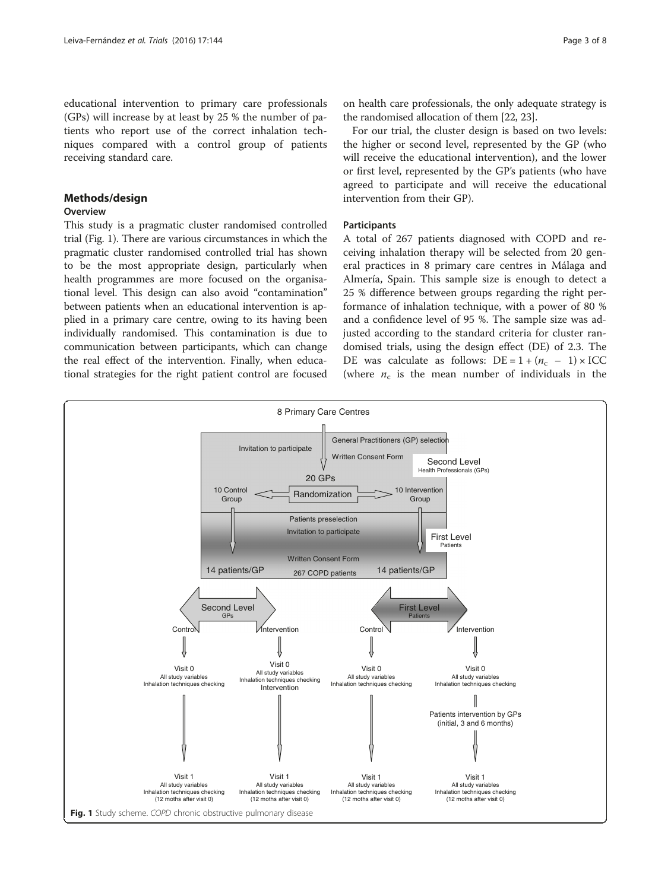educational intervention to primary care professionals (GPs) will increase by at least by 25 % the number of patients who report use of the correct inhalation techniques compared with a control group of patients receiving standard care.

## Methods/design

### Overview

This study is a pragmatic cluster randomised controlled trial (Fig. 1). There are various circumstances in which the pragmatic cluster randomised controlled trial has shown to be the most appropriate design, particularly when health programmes are more focused on the organisational level. This design can also avoid "contamination" between patients when an educational intervention is applied in a primary care centre, owing to its having been individually randomised. This contamination is due to communication between participants, which can change the real effect of the intervention. Finally, when educational strategies for the right patient control are focused on health care professionals, the only adequate strategy is the randomised allocation of them [22, 23].

For our trial, the cluster design is based on two levels: the higher or second level, represented by the GP (who will receive the educational intervention), and the lower or first level, represented by the GP's patients (who have agreed to participate and will receive the educational intervention from their GP).

### Participants

A total of 267 patients diagnosed with COPD and receiving inhalation therapy will be selected from 20 general practices in 8 primary care centres in Málaga and Almería, Spain. This sample size is enough to detect a 25 % difference between groups regarding the right performance of inhalation technique, with a power of 80 % and a confidence level of 95 %. The sample size was adjusted according to the standard criteria for cluster randomised trials, using the design effect (DE) of 2.3. The DE was calculate as follows: $\mathrm{DE} = 1 + (n_c - 1) \times \mathrm{ICC}$ (where $n_c$ is the mean number of individuals in the

**Fig. 1** Study scheme. *COPD* chronic obstructive pulmonary disease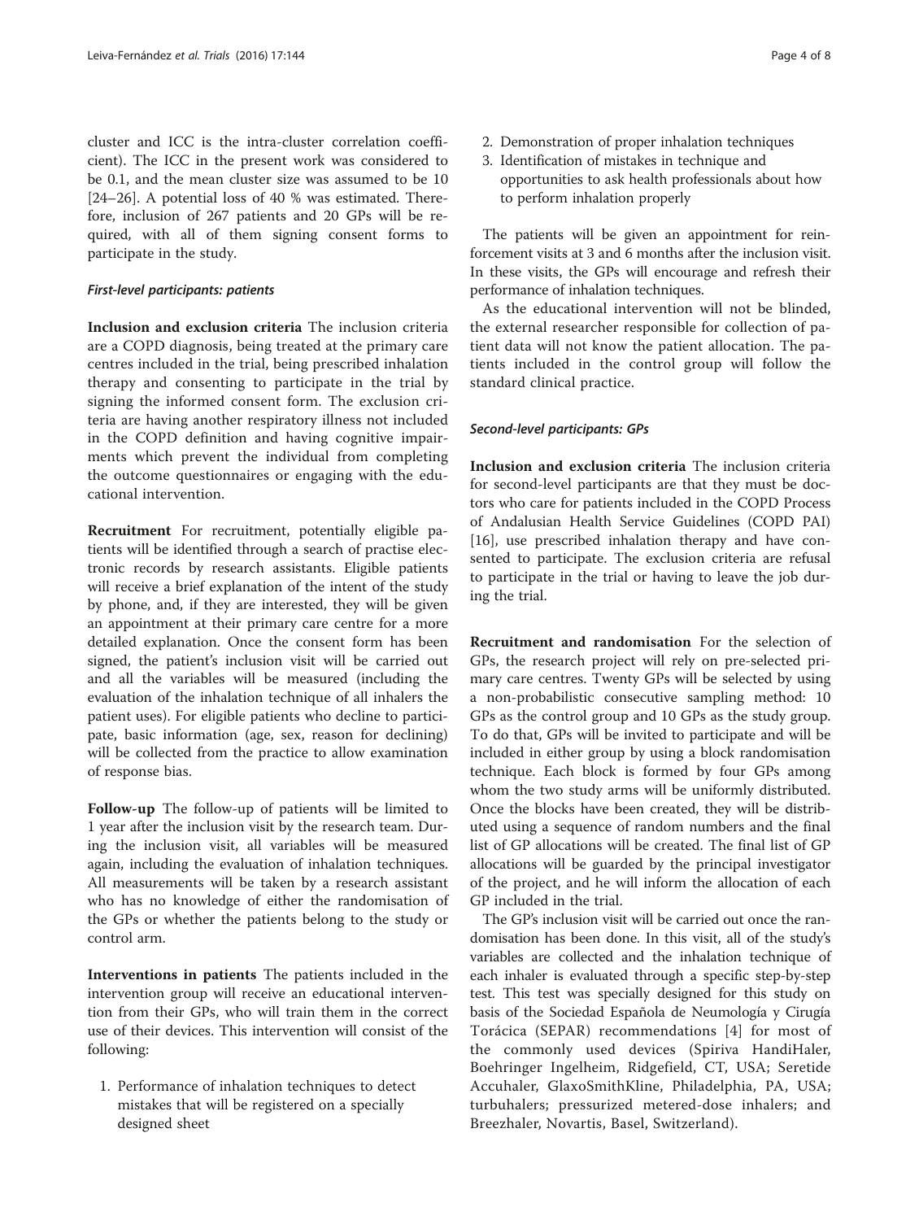cluster and ICC is the intra-cluster correlation coefficient). The ICC in the present work was considered to be 0.1, and the mean cluster size was assumed to be 10 [24–26]. A potential loss of 40 % was estimated. Therefore, inclusion of 267 patients and 20 GPs will be required, with all of them signing consent forms to participate in the study.

#### *First-level participants: patients*

**Inclusion and exclusion criteria** The inclusion criteria are a COPD diagnosis, being treated at the primary care centres included in the trial, being prescribed inhalation therapy and consenting to participate in the trial by signing the informed consent form. The exclusion criteria are having another respiratory illness not included in the COPD definition and having cognitive impairments which prevent the individual from completing the outcome questionnaires or engaging with the educational intervention.

**Recruitment** For recruitment, potentially eligible patients will be identified through a search of practise electronic records by research assistants. Eligible patients will receive a brief explanation of the intent of the study by phone, and, if they are interested, they will be given an appointment at their primary care centre for a more detailed explanation. Once the consent form has been signed, the patient's inclusion visit will be carried out and all the variables will be measured (including the evaluation of the inhalation technique of all inhalers the patient uses). For eligible patients who decline to participate, basic information (age, sex, reason for declining) will be collected from the practice to allow examination of response bias.

**Follow-up** The follow-up of patients will be limited to 1 year after the inclusion visit by the research team. During the inclusion visit, all variables will be measured again, including the evaluation of inhalation techniques. All measurements will be taken by a research assistant who has no knowledge of either the randomisation of the GPs or whether the patients belong to the study or control arm.

**Interventions in patients** The patients included in the intervention group will receive an educational intervention from their GPs, who will train them in the correct use of their devices. This intervention will consist of the following:

1. Performance of inhalation techniques to detect mistakes that will be registered on a specially designed sheet
2. Demonstration of proper inhalation techniques
3. Identification of mistakes in technique and opportunities to ask health professionals about how to perform inhalation properly

The patients will be given an appointment for reinforcement visits at 3 and 6 months after the inclusion visit. In these visits, the GPs will encourage and refresh their performance of inhalation techniques.

As the educational intervention will not be blinded, the external researcher responsible for collection of patient data will not know the patient allocation. The patients included in the control group will follow the standard clinical practice.

#### *Second-level participants: GPs*

**Inclusion and exclusion criteria** The inclusion criteria for second-level participants are that they must be doctors who care for patients included in the COPD Process of Andalusian Health Service Guidelines (COPD PAI) [16], use prescribed inhalation therapy and have consented to participate. The exclusion criteria are refusal to participate in the trial or having to leave the job during the trial.

**Recruitment and randomisation** For the selection of GPs, the research project will rely on pre-selected primary care centres. Twenty GPs will be selected by using a non-probabilistic consecutive sampling method: 10 GPs as the control group and 10 GPs as the study group. To do that, GPs will be invited to participate and will be included in either group by using a block randomisation technique. Each block is formed by four GPs among whom the two study arms will be uniformly distributed. Once the blocks have been created, they will be distributed using a sequence of random numbers and the final list of GP allocations will be created. The final list of GP allocations will be guarded by the principal investigator of the project, and he will inform the allocation of each GP included in the trial.

The GP's inclusion visit will be carried out once the randomisation has been done. In this visit, all of the study's variables are collected and the inhalation technique of each inhaler is evaluated through a specific step-by-step test. This test was specially designed for this study on basis of the Sociedad Española de Neumología y Cirugía Torácica (SEPAR) recommendations [4] for most of the commonly used devices (Spiriva HandiHaler, Boehringer Ingelheim, Ridgefield, CT, USA; Seretide Accuhaler, GlaxoSmithKline, Philadelphia, PA, USA; turbuhalers; pressurized metered-dose inhalers; and Breezhaler, Novartis, Basel, Switzerland).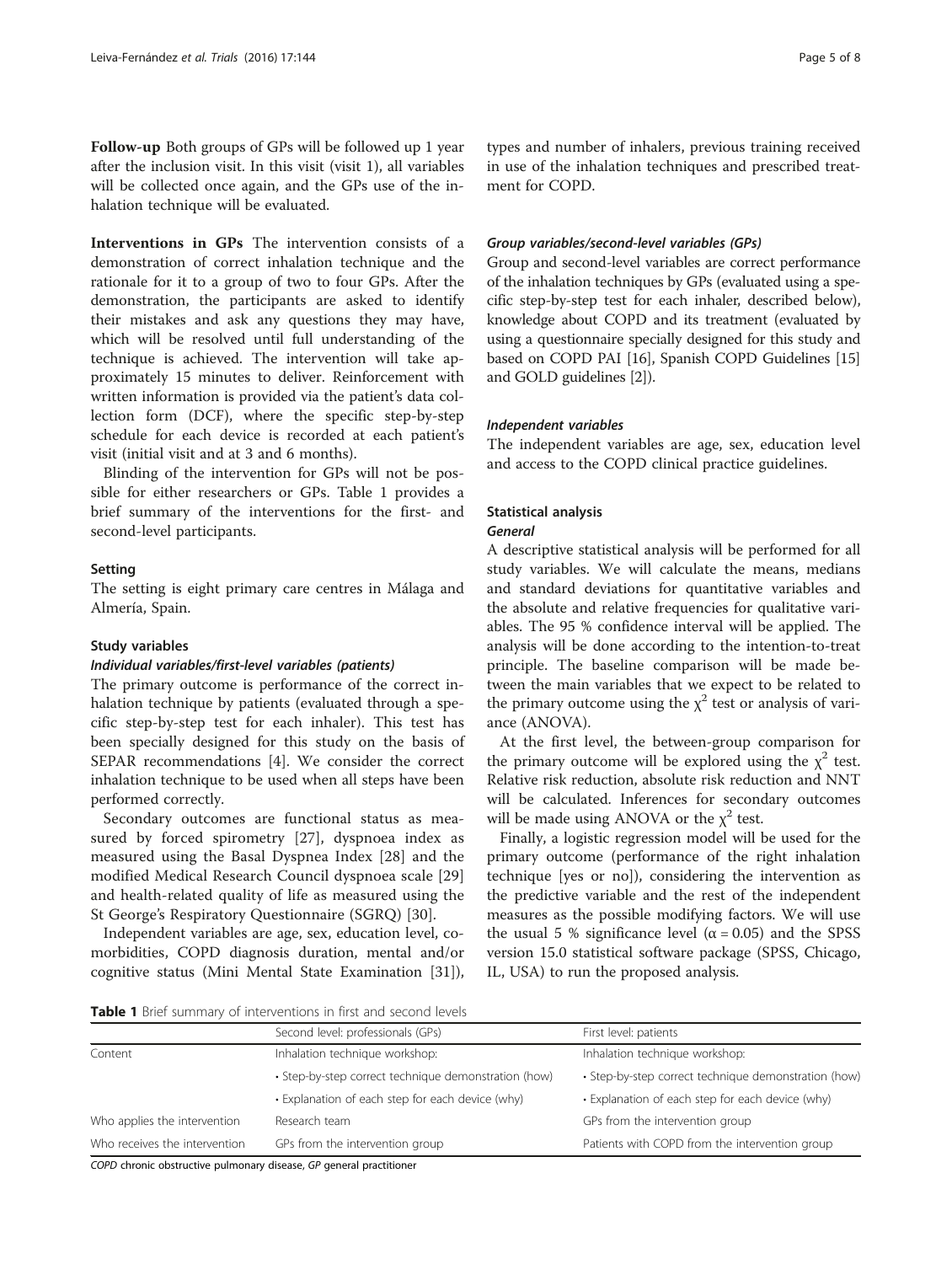**Follow-up** Both groups of GPs will be followed up 1 year after the inclusion visit. In this visit (visit 1), all variables will be collected once again, and the GPs use of the inhalation technique will be evaluated.

**Interventions in GPs** The intervention consists of a demonstration of correct inhalation technique and the rationale for it to a group of two to four GPs. After the demonstration, the participants are asked to identify their mistakes and ask any questions they may have, which will be resolved until full understanding of the technique is achieved. The intervention will take approximately 15 minutes to deliver. Reinforcement with written information is provided via the patient's data collection form (DCF), where the specific step-by-step schedule for each device is recorded at each patient's visit (initial visit and at 3 and 6 months).

Blinding of the intervention for GPs will not be possible for either researchers or GPs. Table 1 provides a brief summary of the interventions for the first- and second-level participants.

### Setting

The setting is eight primary care centres in Málaga and Almería, Spain.

### Study variables

#### *Individual variables/first-level variables (patients)*

The primary outcome is performance of the correct inhalation technique by patients (evaluated through a specific step-by-step test for each inhaler). This test has been specially designed for this study on the basis of SEPAR recommendations [4]. We consider the correct inhalation technique to be used when all steps have been performed correctly.

Secondary outcomes are functional status as measured by forced spirometry [27], dyspnoea index as measured using the Basal Dyspnea Index [28] and the modified Medical Research Council dyspnoea scale [29] and health-related quality of life as measured using the St George's Respiratory Questionnaire (SGRQ) [30].

Independent variables are age, sex, education level, comorbidities, COPD diagnosis duration, mental and/or cognitive status (Mini Mental State Examination [31]), types and number of inhalers, previous training received in use of the inhalation techniques and prescribed treatment for COPD.

#### *Group variables/second-level variables (GPs)*

Group and second-level variables are correct performance of the inhalation techniques by GPs (evaluated using a specific step-by-step test for each inhaler, described below), knowledge about COPD and its treatment (evaluated by using a questionnaire specially designed for this study and based on COPD PAI [16], Spanish COPD Guidelines [15] and GOLD guidelines [2]).

#### *Independent variables*

The independent variables are age, sex, education level and access to the COPD clinical practice guidelines.

### Statistical analysis

#### *General*

A descriptive statistical analysis will be performed for all study variables. We will calculate the means, medians and standard deviations for quantitative variables and the absolute and relative frequencies for qualitative variables. The 95 % confidence interval will be applied. The analysis will be done according to the intention-to-treat principle. The baseline comparison will be made between the main variables that we expect to be related to the primary outcome using the $\chi^2$ test or analysis of variance (ANOVA).

At the first level, the between-group comparison for the primary outcome will be explored using the $\chi^2$ test. Relative risk reduction, absolute risk reduction and NNT will be calculated. Inferences for secondary outcomes will be made using ANOVA or the $\chi^2$ test.

Finally, a logistic regression model will be used for the primary outcome (performance of the right inhalation technique [yes or no]), considering the intervention as the predictive variable and the rest of the independent measures as the possible modifying factors. We will use the usual 5 % significance level ($\alpha = 0.05$) and the SPSS version 15.0 statistical software package (SPSS, Chicago, IL, USA) to run the proposed analysis.

**Table 1** Brief summary of interventions in first and second levels

| | Second level: professionals (GPs) | First level: patients |
|---|---|---|
| Content | Inhalation technique workshop: | Inhalation technique workshop: |
| | • Step-by-step correct technique demonstration (how) | • Step-by-step correct technique demonstration (how) |
| | • Explanation of each step for each device (why) | • Explanation of each step for each device (why) |
| Who applies the intervention | Research team | GPs from the intervention group |
| Who receives the intervention | GPs from the intervention group | Patients with COPD from the intervention group |

*COPD* chronic obstructive pulmonary disease, *GP* general practitioner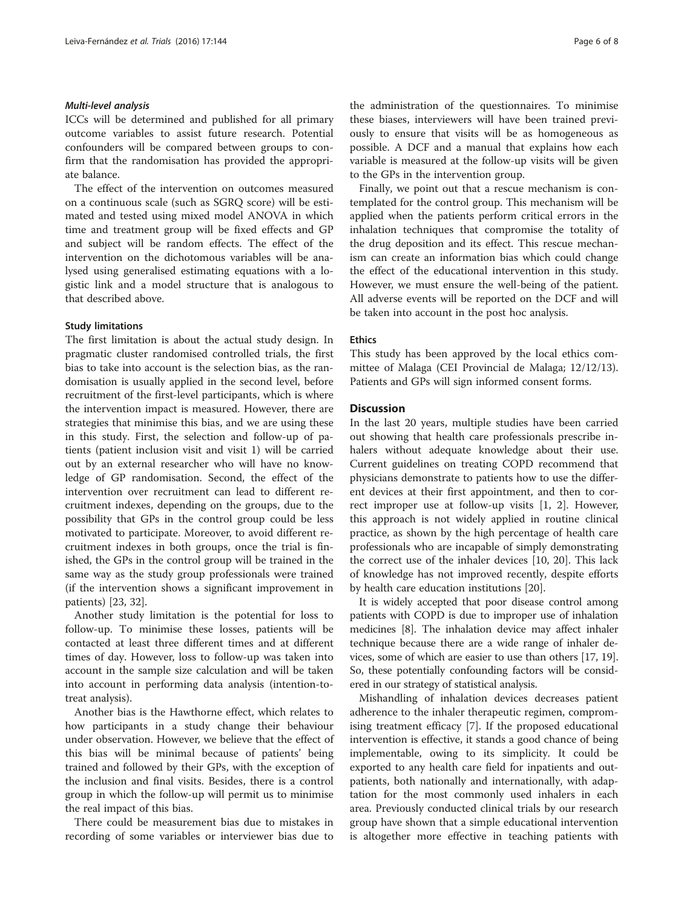#### *Multi-level analysis*

ICCs will be determined and published for all primary outcome variables to assist future research. Potential confounders will be compared between groups to confirm that the randomisation has provided the appropriate balance.

The effect of the intervention on outcomes measured on a continuous scale (such as SGRQ score) will be estimated and tested using mixed model ANOVA in which time and treatment group will be fixed effects and GP and subject will be random effects. The effect of the intervention on the dichotomous variables will be analysed using generalised estimating equations with a logistic link and a model structure that is analogous to that described above.

### Study limitations

The first limitation is about the actual study design. In pragmatic cluster randomised controlled trials, the first bias to take into account is the selection bias, as the randomisation is usually applied in the second level, before recruitment of the first-level participants, which is where the intervention impact is measured. However, there are strategies that minimise this bias, and we are using these in this study. First, the selection and follow-up of patients (patient inclusion visit and visit 1) will be carried out by an external researcher who will have no knowledge of GP randomisation. Second, the effect of the intervention over recruitment can lead to different recruitment indexes, depending on the groups, due to the possibility that GPs in the control group could be less motivated to participate. Moreover, to avoid different recruitment indexes in both groups, once the trial is finished, the GPs in the control group will be trained in the same way as the study group professionals were trained (if the intervention shows a significant improvement in patients) [23, 32].

Another study limitation is the potential for loss to follow-up. To minimise these losses, patients will be contacted at least three different times and at different times of day. However, loss to follow-up was taken into account in the sample size calculation and will be taken into account in performing data analysis (intention-to-treat analysis).

Another bias is the Hawthorne effect, which relates to how participants in a study change their behaviour under observation. However, we believe that the effect of this bias will be minimal because of patients' being trained and followed by their GPs, with the exception of the inclusion and final visits. Besides, there is a control group in which the follow-up will permit us to minimise the real impact of this bias.

There could be measurement bias due to mistakes in recording of some variables or interviewer bias due to the administration of the questionnaires. To minimise these biases, interviewers will have been trained previously to ensure that visits will be as homogeneous as possible. A DCF and a manual that explains how each variable is measured at the follow-up visits will be given to the GPs in the intervention group.

Finally, we point out that a rescue mechanism is contemplated for the control group. This mechanism will be applied when the patients perform critical errors in the inhalation techniques that compromise the totality of the drug deposition and its effect. This rescue mechanism can create an information bias which could change the effect of the educational intervention in this study. However, we must ensure the well-being of the patient. All adverse events will be reported on the DCF and will be taken into account in the post hoc analysis.

### Ethics

This study has been approved by the local ethics committee of Malaga (CEI Provincial de Malaga; 12/12/13). Patients and GPs will sign informed consent forms.

## Discussion

In the last 20 years, multiple studies have been carried out showing that health care professionals prescribe inhalers without adequate knowledge about their use. Current guidelines on treating COPD recommend that physicians demonstrate to patients how to use the different devices at their first appointment, and then to correct improper use at follow-up visits [1, 2]. However, this approach is not widely applied in routine clinical practice, as shown by the high percentage of health care professionals who are incapable of simply demonstrating the correct use of the inhaler devices [10, 20]. This lack of knowledge has not improved recently, despite efforts by health care education institutions [20].

It is widely accepted that poor disease control among patients with COPD is due to improper use of inhalation medicines [8]. The inhalation device may affect inhaler technique because there are a wide range of inhaler devices, some of which are easier to use than others [17, 19]. So, these potentially confounding factors will be considered in our strategy of statistical analysis.

Mishandling of inhalation devices decreases patient adherence to the inhaler therapeutic regimen, compromising treatment efficacy [7]. If the proposed educational intervention is effective, it stands a good chance of being implementable, owing to its simplicity. It could be exported to any health care field for inpatients and outpatients, both nationally and internationally, with adaptation for the most commonly used inhalers in each area. Previously conducted clinical trials by our research group have shown that a simple educational intervention is altogether more effective in teaching patients with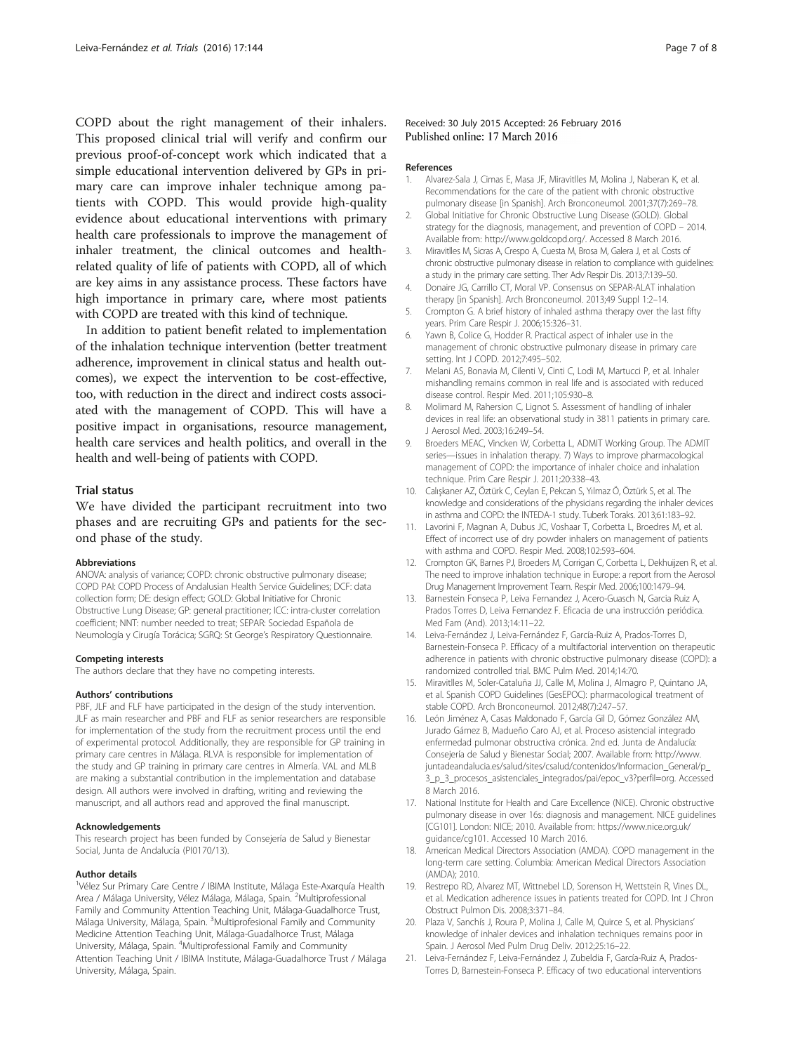COPD about the right management of their inhalers. This proposed clinical trial will verify and confirm our previous proof-of-concept work which indicated that a simple educational intervention delivered by GPs in primary care can improve inhaler technique among patients with COPD. This would provide high-quality evidence about educational interventions with primary health care professionals to improve the management of inhaler treatment, the clinical outcomes and health-related quality of life of patients with COPD, all of which are key aims in any assistance process. These factors have high importance in primary care, where most patients with COPD are treated with this kind of technique.

In addition to patient benefit related to implementation of the inhalation technique intervention (better treatment adherence, improvement in clinical status and health outcomes), we expect the intervention to be cost-effective, too, with reduction in the direct and indirect costs associated with the management of COPD. This will have a positive impact in organisations, resource management, health care services and health politics, and overall in the health and well-being of patients with COPD.

## Trial status

We have divided the participant recruitment into two phases and are recruiting GPs and patients for the second phase of the study.

#### Abbreviations

ANOVA: analysis of variance; COPD: chronic obstructive pulmonary disease; COPD PAI: COPD Process of Andalusian Health Service Guidelines; DCF: data collection form; DE: design effect; GOLD: Global Initiative for Chronic Obstructive Lung Disease; GP: general practitioner; ICC: intra-cluster correlation coefficient; NNT: number needed to treat; SEPAR: Sociedad Española de Neumología y Cirugía Torácica; SGRQ: St George's Respiratory Questionnaire.

#### Competing interests

The authors declare that they have no competing interests.

#### Authors' contributions

PBF, JLF and FLF have participated in the design of the study intervention. JLF as main researcher and PBF and FLF as senior researchers are responsible for implementation of the study from the recruitment process until the end of experimental protocol. Additionally, they are responsible for GP training in primary care centres in Málaga. RLVA is responsible for implementation of the study and GP training in primary care centres in Almería. VAL and MLB are making a substantial contribution in the implementation and database design. All authors were involved in drafting, writing and reviewing the manuscript, and all authors read and approved the final manuscript.

#### Acknowledgements

This research project has been funded by Consejería de Salud y Bienestar Social, Junta de Andalucía (PI0170/13).

#### Author details

[1]Vélez Sur Primary Care Centre / IBIMA Institute, Málaga Este-Axarquía Health Area / Málaga University, Vélez Málaga, Málaga, Spain. [2]Multiprofessional Family and Community Attention Teaching Unit, Málaga-Guadalhorce Trust, Málaga University, Málaga, Spain. [3]Multiprofesional Family and Community Medicine Attention Teaching Unit, Málaga-Guadalhorce Trust, Málaga University, Málaga, Spain. [4]Multiprofessional Family and Community Attention Teaching Unit / IBIMA Institute, Málaga-Guadalhorce Trust / Málaga University, Málaga, Spain.

Received: 30 July 2015 Accepted: 26 February 2016
Published online: 17 March 2016

#### References

1. Alvarez-Sala J, Cimas E, Masa JF, Miravitlles M, Molina J, Naberan K, et al. Recommendations for the care of the patient with chronic obstructive pulmonary disease [in Spanish]. Arch Bronconeumol. 2001;37(7):269–78.
2. Global Initiative for Chronic Obstructive Lung Disease (GOLD). Global strategy for the diagnosis, management, and prevention of COPD – 2014. Available from: http://www.goldcopd.org/. Accessed 8 March 2016.
3. Miravitlles M, Sicras A, Crespo A, Cuesta M, Brosa M, Galera J, et al. Costs of chronic obstructive pulmonary disease in relation to compliance with guidelines: a study in the primary care setting. Ther Adv Respir Dis. 2013;7:139–50.
4. Donaire JG, Carrillo CT, Moral VP. Consensus on SEPAR-ALAT inhalation therapy [in Spanish]. Arch Bronconeumol. 2013;49 Suppl 1:2–14.
5. Crompton G. A brief history of inhaled asthma therapy over the last fifty years. Prim Care Respir J. 2006;15:326–31.
6. Yawn B, Colice G, Hodder R. Practical aspect of inhaler use in the management of chronic obstructive pulmonary disease in primary care setting. Int J COPD. 2012;7:495–502.
7. Melani AS, Bonavia M, Cilenti V, Cinti C, Lodi M, Martucci P, et al. Inhaler mishandling remains common in real life and is associated with reduced disease control. Respir Med. 2011;105:930–8.
8. Molimard M, Raherison C, Lignot S. Assessment of handling of inhaler devices in real life: an observational study in 3811 patients in primary care. J Aerosol Med. 2003;16:249–54.
9. Broeders MEAC, Vincken W, Corbetta L, ADMIT Working Group. The ADMIT series—issues in inhalation therapy. 7) Ways to improve pharmacological management of COPD: the importance of inhaler choice and inhalation technique. Prim Care Respir J. 2011;20:338–43.
10. Calışkaner AZ, Öztürk C, Ceylan E, Pekcan S, Yılmaz Ö, Öztürk S, et al. The knowledge and considerations of the physicians regarding the inhaler devices in asthma and COPD: the INTEDA-1 study. Tuberk Toraks. 2013;61:183–92.
11. Lavorini F, Magnan A, Dubus JC, Voshaar T, Corbetta L, Broedres M, et al. Effect of incorrect use of dry powder inhalers on management of patients with asthma and COPD. Respir Med. 2008;102:593–604.
12. Crompton GK, Barnes PJ, Broeders M, Corrigan C, Corbetta L, Dekhuijzen R, et al. The need to improve inhalation technique in Europe: a report from the Aerosol Drug Management Improvement Team. Respir Med. 2006;100:1479–94.
13. Barnestein Fonseca P, Leiva Fernandez J, Acero-Guasch N, Garcia Ruiz A, Prados Torres D, Leiva Fernandez F. Eficacia de una instrucción periódica. Med Fam (And). 2013;14:11–22.
14. Leiva-Fernández J, Leiva-Fernández F, García-Ruiz A, Prados-Torres D, Barnestein-Fonseca P. Efficacy of a multifactorial intervention on therapeutic adherence in patients with chronic obstructive pulmonary disease (COPD): a randomized controlled trial. BMC Pulm Med. 2014;14:70.
15. Miravitlles M, Soler-Cataluña JJ, Calle M, Molina J, Almagro P, Quintano JA, et al. Spanish COPD Guidelines (GesEPOC): pharmacological treatment of stable COPD. Arch Bronconeumol. 2012;48(7):247–57.
16. León Jiménez A, Casas Maldonado F, García Gil D, Gómez González AM, Jurado Gámez B, Madueño Caro AJ, et al. Proceso asistencial integrado enfermedad pulmonar obstructiva crónica. 2nd ed. Junta de Andalucía: Consejería de Salud y Bienestar Social; 2007. Available from: http://www.juntadeandalucia.es/salud/sites/csalud/contenidos/Informacion_General/p_3_p_3_procesos_asistenciales_integrados/pai/epoc_v3?perfil=org. Accessed 8 March 2016.
17. National Institute for Health and Care Excellence (NICE). Chronic obstructive pulmonary disease in over 16s: diagnosis and management. NICE guidelines [CG101]. London: NICE; 2010. Available from: https://www.nice.org.uk/guidance/cg101. Accessed 10 March 2016.
18. American Medical Directors Association (AMDA). COPD management in the long-term care setting. Columbia: American Medical Directors Association (AMDA); 2010.
19. Restrepo RD, Alvarez MT, Wittnebel LD, Sorenson H, Wettstein R, Vines DL, et al. Medication adherence issues in patients treated for COPD. Int J Chron Obstruct Pulmon Dis. 2008;3:371–84.
20. Plaza V, Sanchís J, Roura P, Molina J, Calle M, Quirce S, et al. Physicians' knowledge of inhaler devices and inhalation techniques remains poor in Spain. J Aerosol Med Pulm Drug Deliv. 2012;25:16–22.
21. Leiva-Fernández F, Leiva-Fernández J, Zubeldia F, García-Ruiz A, Prados-Torres D, Barnestein-Fonseca P. Efficacy of two educational interventions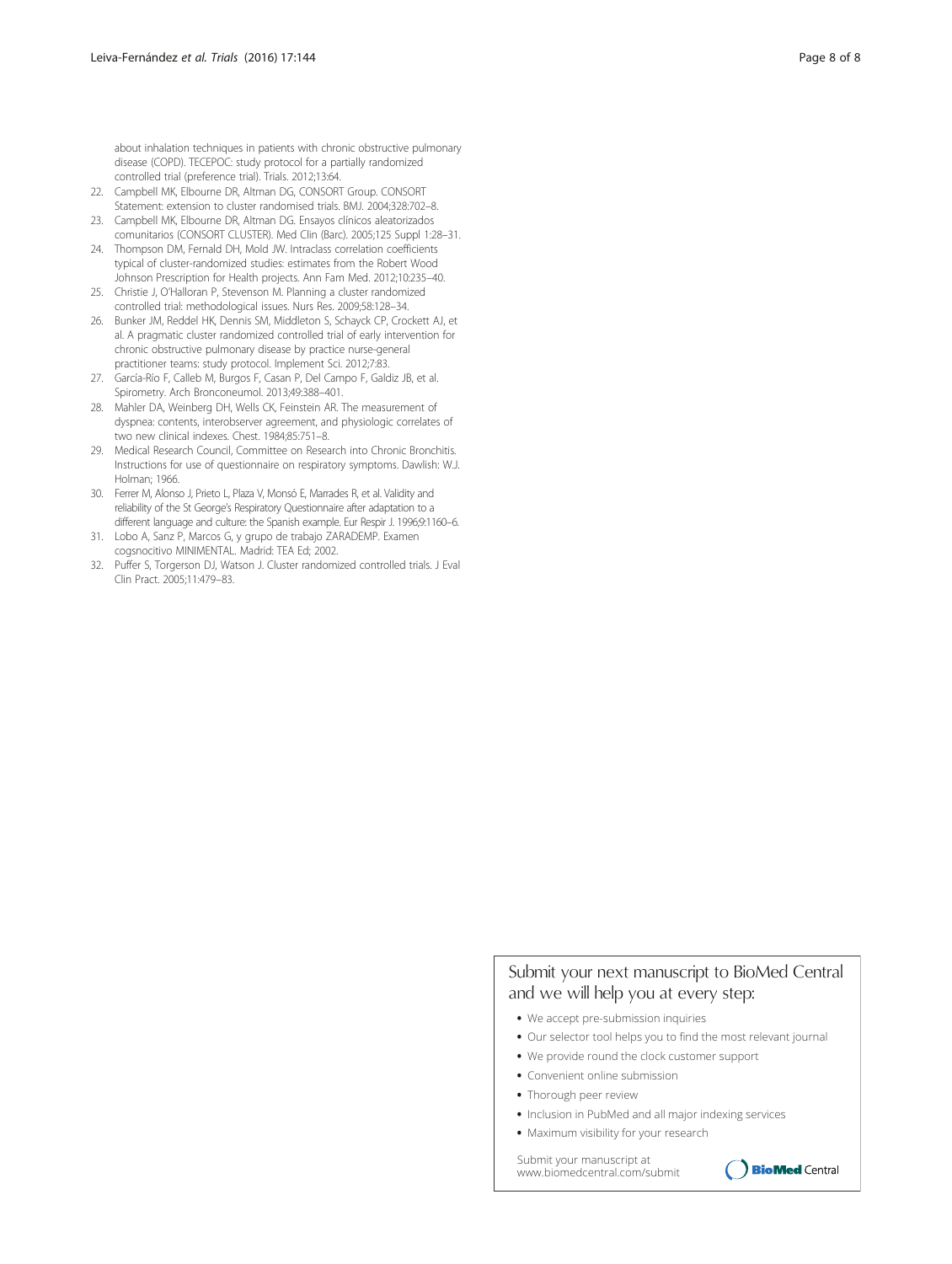about inhalation techniques in patients with chronic obstructive pulmonary disease (COPD). TECEPOC: study protocol for a partially randomized controlled trial (preference trial). Trials. 2012;13:64.

22. Campbell MK, Elbourne DR, Altman DG, CONSORT Group. CONSORT Statement: extension to cluster randomised trials. BMJ. 2004;328:702–8.
23. Campbell MK, Elbourne DR, Altman DG. Ensayos clínicos aleatorizados comunitarios (CONSORT CLUSTER). Med Clin (Barc). 2005;125 Suppl 1:28–31.
24. Thompson DM, Fernald DH, Mold JW. Intraclass correlation coefficients typical of cluster-randomized studies: estimates from the Robert Wood Johnson Prescription for Health projects. Ann Fam Med. 2012;10:235–40.
25. Christie J, O'Halloran P, Stevenson M. Planning a cluster randomized controlled trial: methodological issues. Nurs Res. 2009;58:128–34.
26. Bunker JM, Reddel HK, Dennis SM, Middleton S, Schayck CP, Crockett AJ, et al. A pragmatic cluster randomized controlled trial of early intervention for chronic obstructive pulmonary disease by practice nurse-general practitioner teams: study protocol. Implement Sci. 2012;7:83.
27. García-Río F, Calleb M, Burgos F, Casan P, Del Campo F, Galdiz JB, et al. Spirometry. Arch Bronconeumol. 2013;49:388–401.
28. Mahler DA, Weinberg DH, Wells CK, Feinstein AR. The measurement of dyspnea: contents, interobserver agreement, and physiologic correlates of two new clinical indexes. Chest. 1984;85:751–8.
29. Medical Research Council, Committee on Research into Chronic Bronchitis. Instructions for use of questionnaire on respiratory symptoms. Dawlish: W.J. Holman; 1966.
30. Ferrer M, Alonso J, Prieto L, Plaza V, Monsó E, Marrades R, et al. Validity and reliability of the St George's Respiratory Questionnaire after adaptation to a different language and culture: the Spanish example. Eur Respir J. 1996;9:1160–6.
31. Lobo A, Sanz P, Marcos G, y grupo de trabajo ZARADEMP. Examen cogsnocitivo MINIMENTAL. Madrid: TEA Ed; 2002.
32. Puffer S, Torgerson DJ, Watson J. Cluster randomized controlled trials. J Eval Clin Pract. 2005;11:479–83.

Submit your next manuscript to BioMed Central and we will help you at every step:

- We accept pre-submission inquiries
- Our selector tool helps you to find the most relevant journal
- We provide round the clock customer support
- Convenient online submission
- Thorough peer review
- Inclusion in PubMed and all major indexing services
- Maximum visibility for your research

Submit your manuscript at www.biomedcentral.com/submit